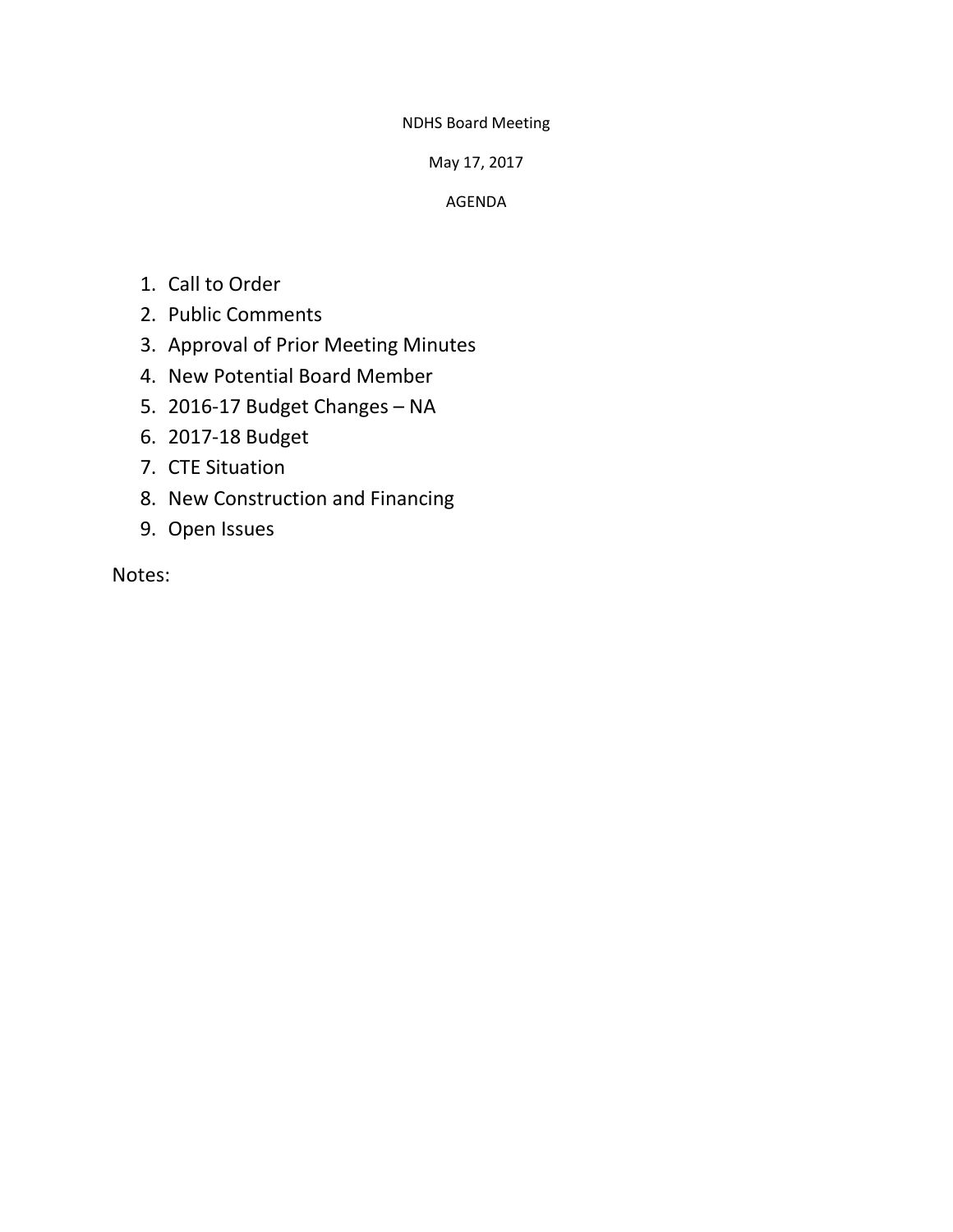NDHS Board Meeting

May 17, 2017

AGENDA

1. Call to Order
2. Public Comments
3. Approval of Prior Meeting Minutes
4. New Potential Board Member
5. 2016-17 Budget Changes – NA
6. 2017-18 Budget
7. CTE Situation
8. New Construction and Financing
9. Open Issues

Notes: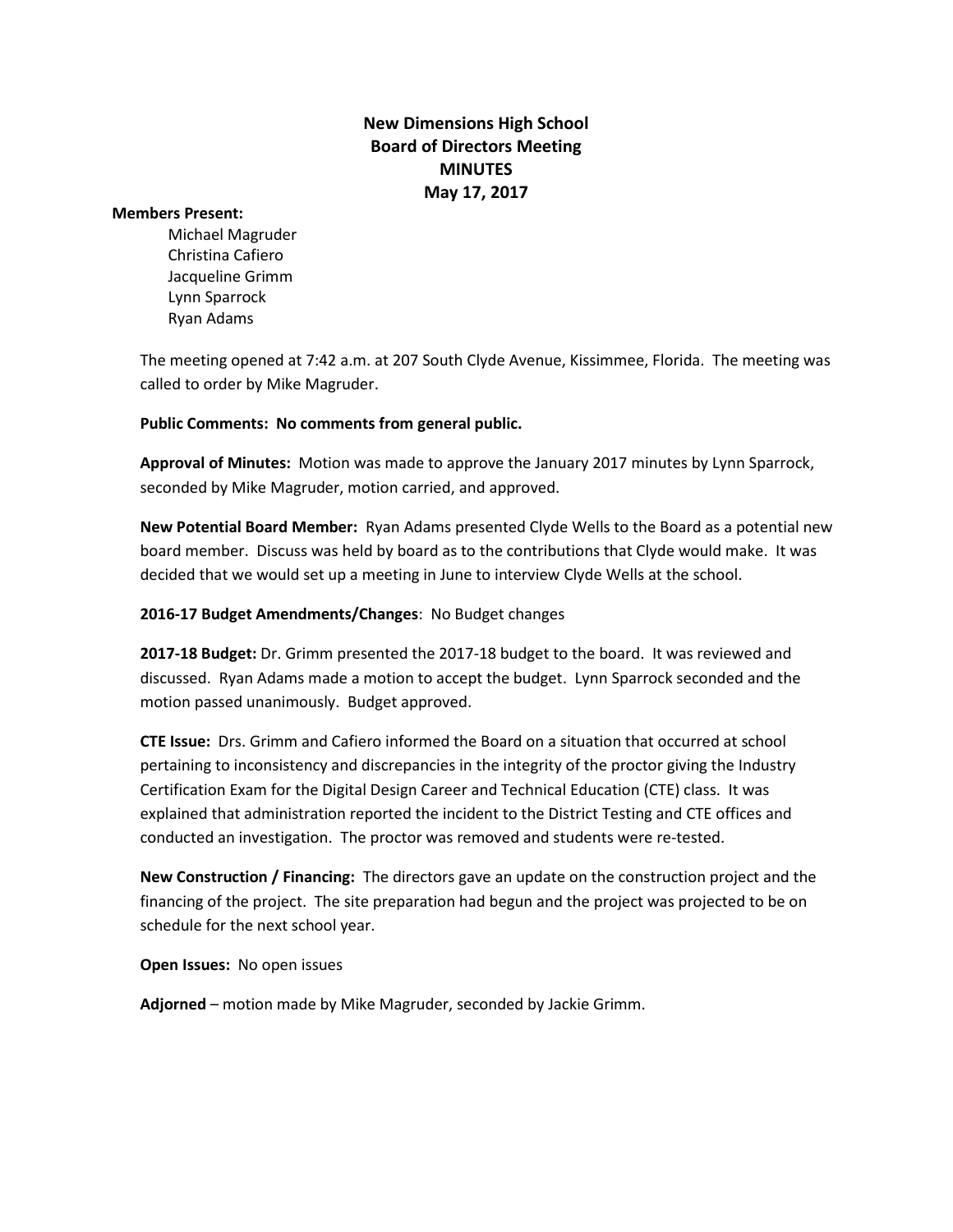# New Dimensions High School
## Board of Directors Meeting
## MINUTES
## May 17, 2017

**Members Present:**

Michael Magruder
Christina Cafiero
Jacqueline Grimm
Lynn Sparrock
Ryan Adams

The meeting opened at 7:42 a.m. at 207 South Clyde Avenue, Kissimmee, Florida. The meeting was called to order by Mike Magruder.

**Public Comments: No comments from general public.**

**Approval of Minutes:** Motion was made to approve the January 2017 minutes by Lynn Sparrock, seconded by Mike Magruder, motion carried, and approved.

**New Potential Board Member:** Ryan Adams presented Clyde Wells to the Board as a potential new board member. Discuss was held by board as to the contributions that Clyde would make. It was decided that we would set up a meeting in June to interview Clyde Wells at the school.

**2016-17 Budget Amendments/Changes**: No Budget changes

**2017-18 Budget:** Dr. Grimm presented the 2017-18 budget to the board. It was reviewed and discussed. Ryan Adams made a motion to accept the budget. Lynn Sparrock seconded and the motion passed unanimously. Budget approved.

**CTE Issue:** Drs. Grimm and Cafiero informed the Board on a situation that occurred at school pertaining to inconsistency and discrepancies in the integrity of the proctor giving the Industry Certification Exam for the Digital Design Career and Technical Education (CTE) class. It was explained that administration reported the incident to the District Testing and CTE offices and conducted an investigation. The proctor was removed and students were re-tested.

**New Construction / Financing:** The directors gave an update on the construction project and the financing of the project. The site preparation had begun and the project was projected to be on schedule for the next school year.

**Open Issues:** No open issues

**Adjorned** – motion made by Mike Magruder, seconded by Jackie Grimm.